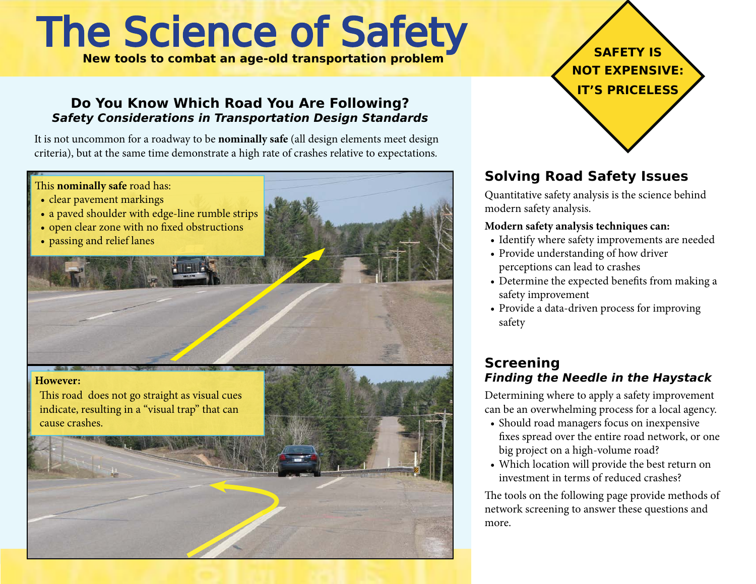# The Science of Safety

**New tools to combat an age-old transportation problem**

**SAFETY IS NOT EXPENSIVE: IT'S PRICELESS**

## Do You Know Which Road You Are Following?

### *Safety Considerations in Transportation Design Standards*

It is not uncommon for a roadway to be **nominally safe** (all design elements meet design criteria), but at the same time demonstrate a high rate of crashes relative to expectations.

This **nominally safe** road has:

- clear pavement markings
- a paved shoulder with edge-line rumble strips
- open clear zone with no fixed obstructions
- passing and relief lanes

**However:**

This road does not go straight as visual cues indicate, resulting in a "visual trap" that can cause crashes.

## Solving Road Safety Issues

Quantitative safety analysis is the science behind modern safety analysis.

**Modern safety analysis techniques can:**

- Identify where safety improvements are needed
- Provide understanding of how driver perceptions can lead to crashes
- Determine the expected benefits from making a safety improvement
- Provide a data-driven process for improving safety

## Screening

### *Finding the Needle in the Haystack*

Determining where to apply a safety improvement can be an overwhelming process for a local agency.

- Should road managers focus on inexpensive fixes spread over the entire road network, or one big project on a high-volume road?
- Which location will provide the best return on investment in terms of reduced crashes?

The tools on the following page provide methods of network screening to answer these questions and more.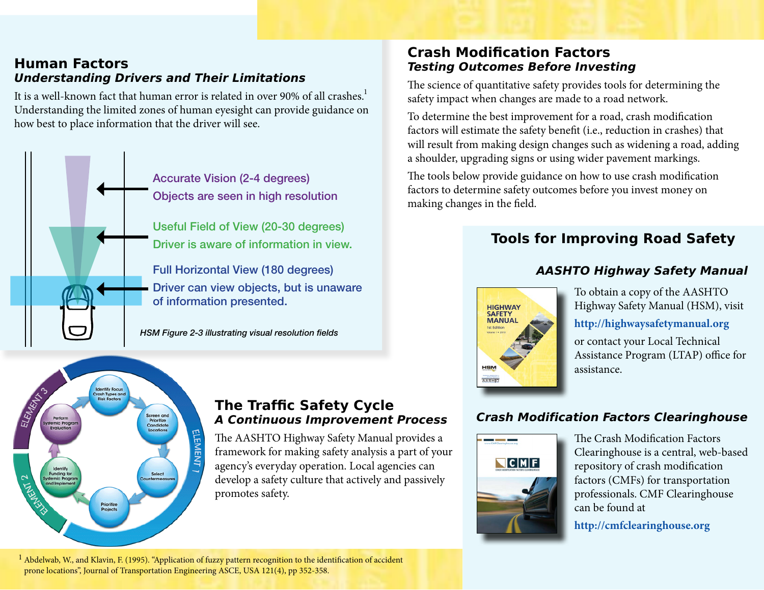## Human Factors

### *Understanding Drivers and Their Limitations*

It is a well-known fact that human error is related in over 90% of all crashes.[1] Understanding the limited zones of human eyesight can provide guidance on how best to place information that the driver will see.

Accurate Vision (2-4 degrees)
Objects are seen in high resolution

Useful Field of View (20-30 degrees)
Driver is aware of information in view.

Full Horizontal View (180 degrees)
Driver can view objects, but is unaware of information presented.

*HSM Figure 2-3 illustrating visual resolution fields*

ELEMENT 1
ELEMENT 2
ELEMENT 3
Identify Focus Crash Types and Risk Factors
Screen and Prioritize Candidate Locations
Select Countermeasures
Prioritize Projects
Identify Funding for Systemic Program and Implement
Perform Systemic Program Evaluation

## The Traffic Safety Cycle

### *A Continuous Improvement Process*

The AASHTO Highway Safety Manual provides a framework for making safety analysis a part of your agency's everyday operation. Local agencies can develop a safety culture that actively and passively promotes safety.

## Crash Modification Factors

### *Testing Outcomes Before Investing*

The science of quantitative safety provides tools for determining the safety impact when changes are made to a road network.

To determine the best improvement for a road, crash modification factors will estimate the safety benefit (i.e., reduction in crashes) that will result from making design changes such as widening a road, adding a shoulder, upgrading signs or using wider pavement markings.

The tools below provide guidance on how to use crash modification factors to determine safety outcomes before you invest money on making changes in the field.

## Tools for Improving Road Safety

### *AASHTO Highway Safety Manual*

To obtain a copy of the AASHTO Highway Safety Manual (HSM), visit

**http://highwaysafetymanual.org**

or contact your Local Technical Assistance Program (LTAP) office for assistance.

### *Crash Modification Factors Clearinghouse*

The Crash Modification Factors Clearinghouse is a central, web-based repository of crash modification factors (CMFs) for transportation professionals. CMF Clearinghouse can be found at

**http://cmfclearinghouse.org**

---

[1] Abdelwab, W., and Klavin, F. (1995). "Application of fuzzy pattern recognition to the identification of accident prone locations", Journal of Transportation Engineering ASCE, USA 121(4), pp 352-358.